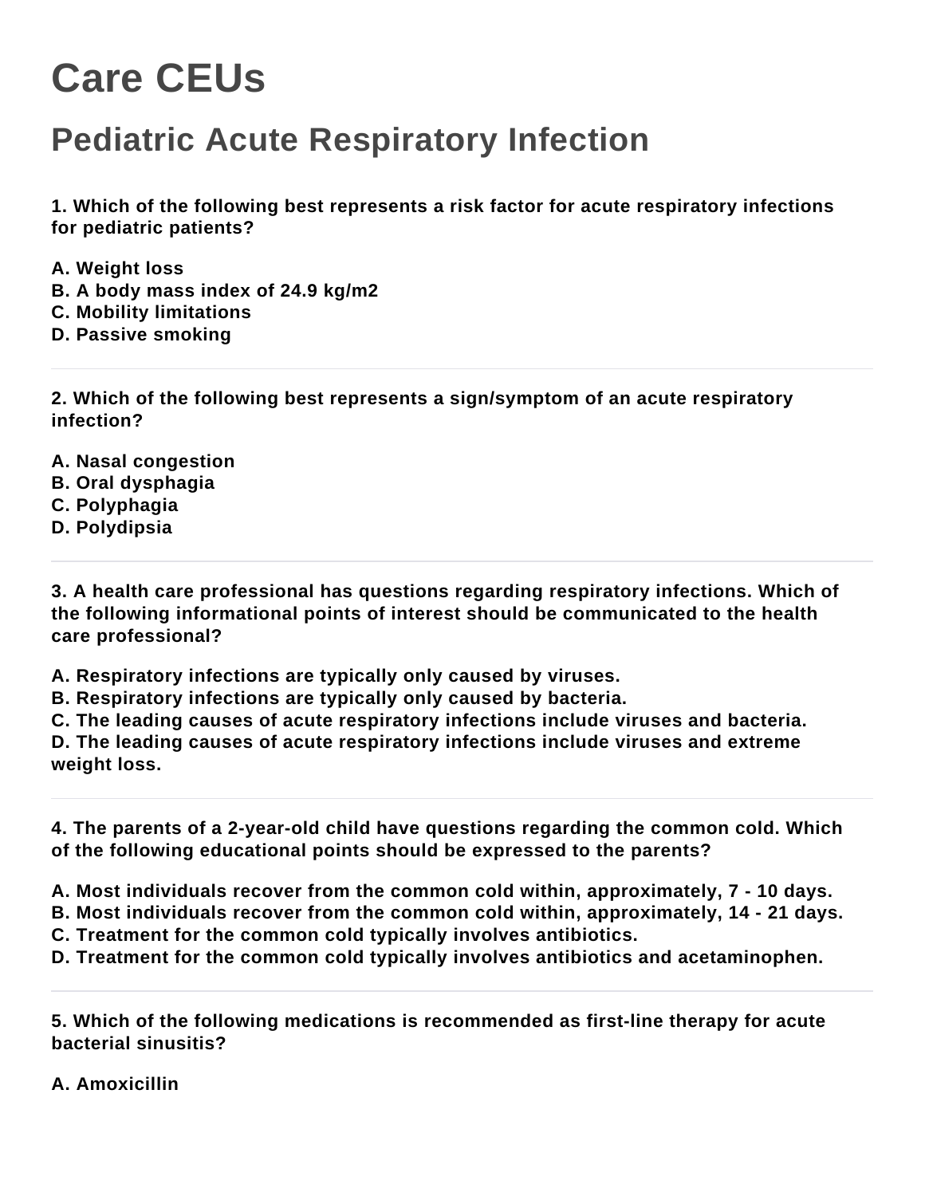# Care CEUs

## Pediatric Acute Respiratory Infection

**1. Which of the following best represents a risk factor for acute respiratory infections for pediatric patients?**

**A. Weight loss**
**B. A body mass index of 24.9 kg/m2**
**C. Mobility limitations**
**D. Passive smoking**

---

**2. Which of the following best represents a sign/symptom of an acute respiratory infection?**

**A. Nasal congestion**
**B. Oral dysphagia**
**C. Polyphagia**
**D. Polydipsia**

---

**3. A health care professional has questions regarding respiratory infections. Which of the following informational points of interest should be communicated to the health care professional?**

**A. Respiratory infections are typically only caused by viruses.**
**B. Respiratory infections are typically only caused by bacteria.**
**C. The leading causes of acute respiratory infections include viruses and bacteria.**
**D. The leading causes of acute respiratory infections include viruses and extreme weight loss.**

---

**4. The parents of a 2-year-old child have questions regarding the common cold. Which of the following educational points should be expressed to the parents?**

**A. Most individuals recover from the common cold within, approximately, 7 - 10 days.**
**B. Most individuals recover from the common cold within, approximately, 14 - 21 days.**
**C. Treatment for the common cold typically involves antibiotics.**
**D. Treatment for the common cold typically involves antibiotics and acetaminophen.**

---

**5. Which of the following medications is recommended as first-line therapy for acute bacterial sinusitis?**

**A. Amoxicillin**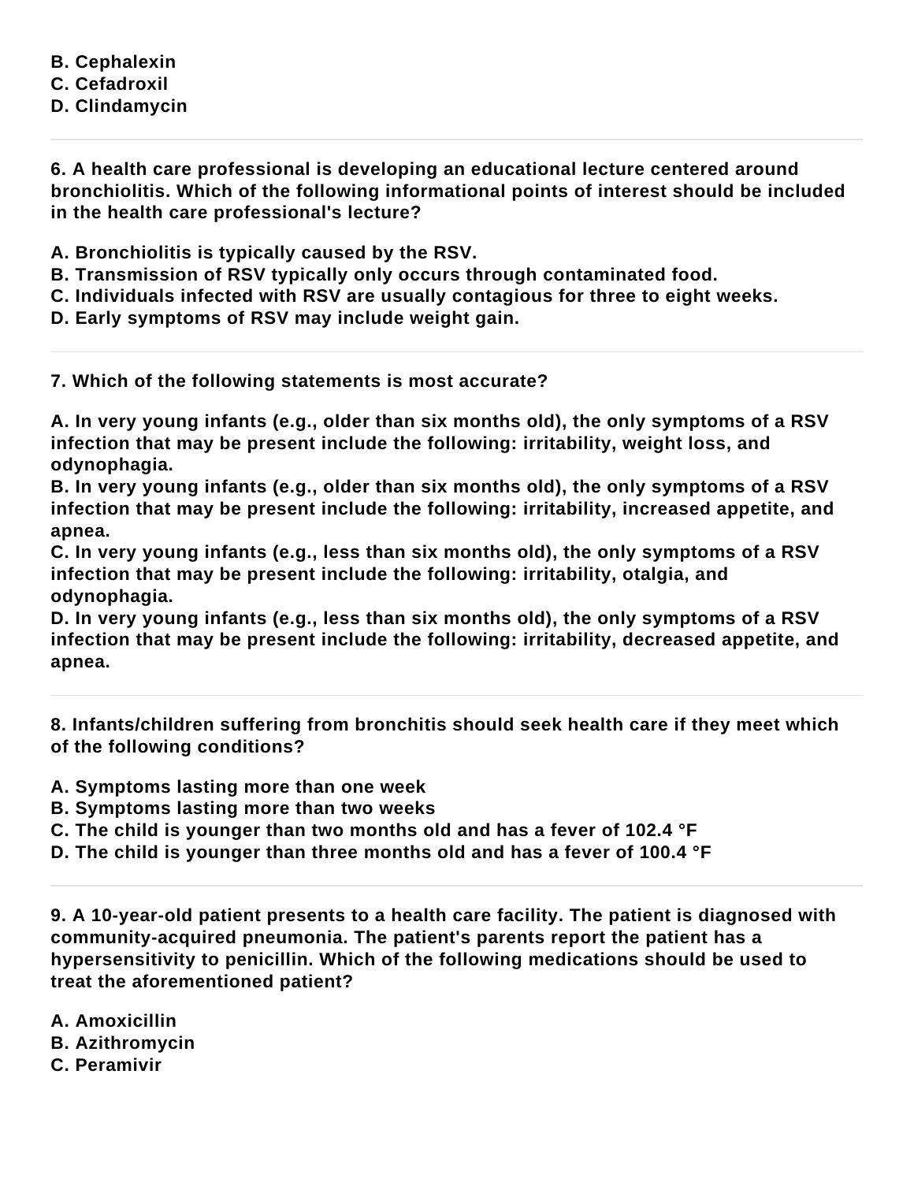**B. Cephalexin**
**C. Cefadroxil**
**D. Clindamycin**

---

**6. A health care professional is developing an educational lecture centered around bronchiolitis. Which of the following informational points of interest should be included in the health care professional's lecture?**

**A. Bronchiolitis is typically caused by the RSV.**
**B. Transmission of RSV typically only occurs through contaminated food.**
**C. Individuals infected with RSV are usually contagious for three to eight weeks.**
**D. Early symptoms of RSV may include weight gain.**

---

**7. Which of the following statements is most accurate?**

**A. In very young infants (e.g., older than six months old), the only symptoms of a RSV infection that may be present include the following: irritability, weight loss, and odynophagia.**
**B. In very young infants (e.g., older than six months old), the only symptoms of a RSV infection that may be present include the following: irritability, increased appetite, and apnea.**
**C. In very young infants (e.g., less than six months old), the only symptoms of a RSV infection that may be present include the following: irritability, otalgia, and odynophagia.**
**D. In very young infants (e.g., less than six months old), the only symptoms of a RSV infection that may be present include the following: irritability, decreased appetite, and apnea.**

---

**8. Infants/children suffering from bronchitis should seek health care if they meet which of the following conditions?**

**A. Symptoms lasting more than one week**
**B. Symptoms lasting more than two weeks**
**C. The child is younger than two months old and has a fever of 102.4 °F**
**D. The child is younger than three months old and has a fever of 100.4 °F**

---

**9. A 10-year-old patient presents to a health care facility. The patient is diagnosed with community-acquired pneumonia. The patient's parents report the patient has a hypersensitivity to penicillin. Which of the following medications should be used to treat the aforementioned patient?**

**A. Amoxicillin**
**B. Azithromycin**
**C. Peramivir**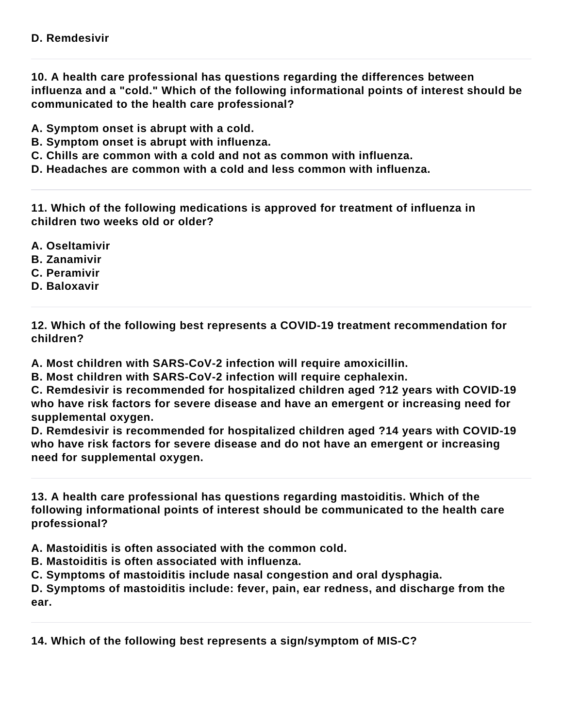**D. Remdesivir**

---

**10. A health care professional has questions regarding the differences between influenza and a "cold." Which of the following informational points of interest should be communicated to the health care professional?**

**A. Symptom onset is abrupt with a cold.**
**B. Symptom onset is abrupt with influenza.**
**C. Chills are common with a cold and not as common with influenza.**
**D. Headaches are common with a cold and less common with influenza.**

---

**11. Which of the following medications is approved for treatment of influenza in children two weeks old or older?**

**A. Oseltamivir**
**B. Zanamivir**
**C. Peramivir**
**D. Baloxavir**

---

**12. Which of the following best represents a COVID-19 treatment recommendation for children?**

**A. Most children with SARS-CoV-2 infection will require amoxicillin.**
**B. Most children with SARS-CoV-2 infection will require cephalexin.**
**C. Remdesivir is recommended for hospitalized children aged ?12 years with COVID-19 who have risk factors for severe disease and have an emergent or increasing need for supplemental oxygen.**
**D. Remdesivir is recommended for hospitalized children aged ?14 years with COVID-19 who have risk factors for severe disease and do not have an emergent or increasing need for supplemental oxygen.**

---

**13. A health care professional has questions regarding mastoiditis. Which of the following informational points of interest should be communicated to the health care professional?**

**A. Mastoiditis is often associated with the common cold.**
**B. Mastoiditis is often associated with influenza.**
**C. Symptoms of mastoiditis include nasal congestion and oral dysphagia.**
**D. Symptoms of mastoiditis include: fever, pain, ear redness, and discharge from the ear.**

---

**14. Which of the following best represents a sign/symptom of MIS-C?**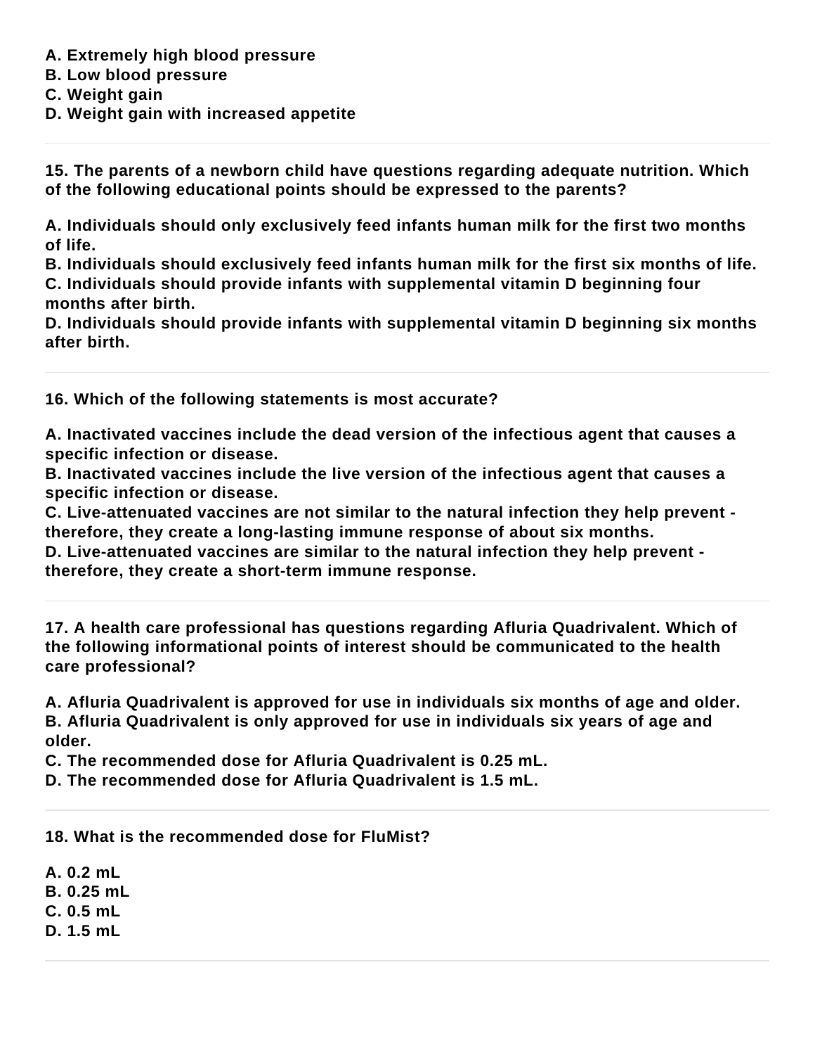**A. Extremely high blood pressure**
**B. Low blood pressure**
**C. Weight gain**
**D. Weight gain with increased appetite**

---

**15. The parents of a newborn child have questions regarding adequate nutrition. Which of the following educational points should be expressed to the parents?**

**A. Individuals should only exclusively feed infants human milk for the first two months of life.**
**B. Individuals should exclusively feed infants human milk for the first six months of life.**
**C. Individuals should provide infants with supplemental vitamin D beginning four months after birth.**
**D. Individuals should provide infants with supplemental vitamin D beginning six months after birth.**

---

**16. Which of the following statements is most accurate?**

**A. Inactivated vaccines include the dead version of the infectious agent that causes a specific infection or disease.**
**B. Inactivated vaccines include the live version of the infectious agent that causes a specific infection or disease.**
**C. Live-attenuated vaccines are not similar to the natural infection they help prevent - therefore, they create a long-lasting immune response of about six months.**
**D. Live-attenuated vaccines are similar to the natural infection they help prevent - therefore, they create a short-term immune response.**

---

**17. A health care professional has questions regarding Afluria Quadrivalent. Which of the following informational points of interest should be communicated to the health care professional?**

**A. Afluria Quadrivalent is approved for use in individuals six months of age and older.**
**B. Afluria Quadrivalent is only approved for use in individuals six years of age and older.**
**C. The recommended dose for Afluria Quadrivalent is 0.25 mL.**
**D. The recommended dose for Afluria Quadrivalent is 1.5 mL.**

---

**18. What is the recommended dose for FluMist?**

**A. 0.2 mL**
**B. 0.25 mL**
**C. 0.5 mL**
**D. 1.5 mL**

---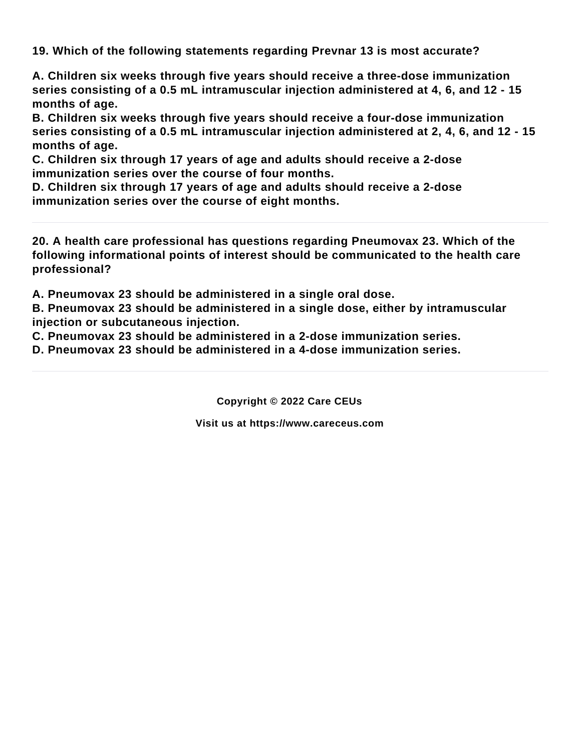**19. Which of the following statements regarding Prevnar 13 is most accurate?**

**A. Children six weeks through five years should receive a three-dose immunization series consisting of a 0.5 mL intramuscular injection administered at 4, 6, and 12 - 15 months of age.**
**B. Children six weeks through five years should receive a four-dose immunization series consisting of a 0.5 mL intramuscular injection administered at 2, 4, 6, and 12 - 15 months of age.**
**C. Children six through 17 years of age and adults should receive a 2-dose immunization series over the course of four months.**
**D. Children six through 17 years of age and adults should receive a 2-dose immunization series over the course of eight months.**

---

**20. A health care professional has questions regarding Pneumovax 23. Which of the following informational points of interest should be communicated to the health care professional?**

**A. Pneumovax 23 should be administered in a single oral dose.**
**B. Pneumovax 23 should be administered in a single dose, either by intramuscular injection or subcutaneous injection.**
**C. Pneumovax 23 should be administered in a 2-dose immunization series.**
**D. Pneumovax 23 should be administered in a 4-dose immunization series.**

---

**Copyright © 2022 Care CEUs**

**Visit us at https://www.careceus.com**